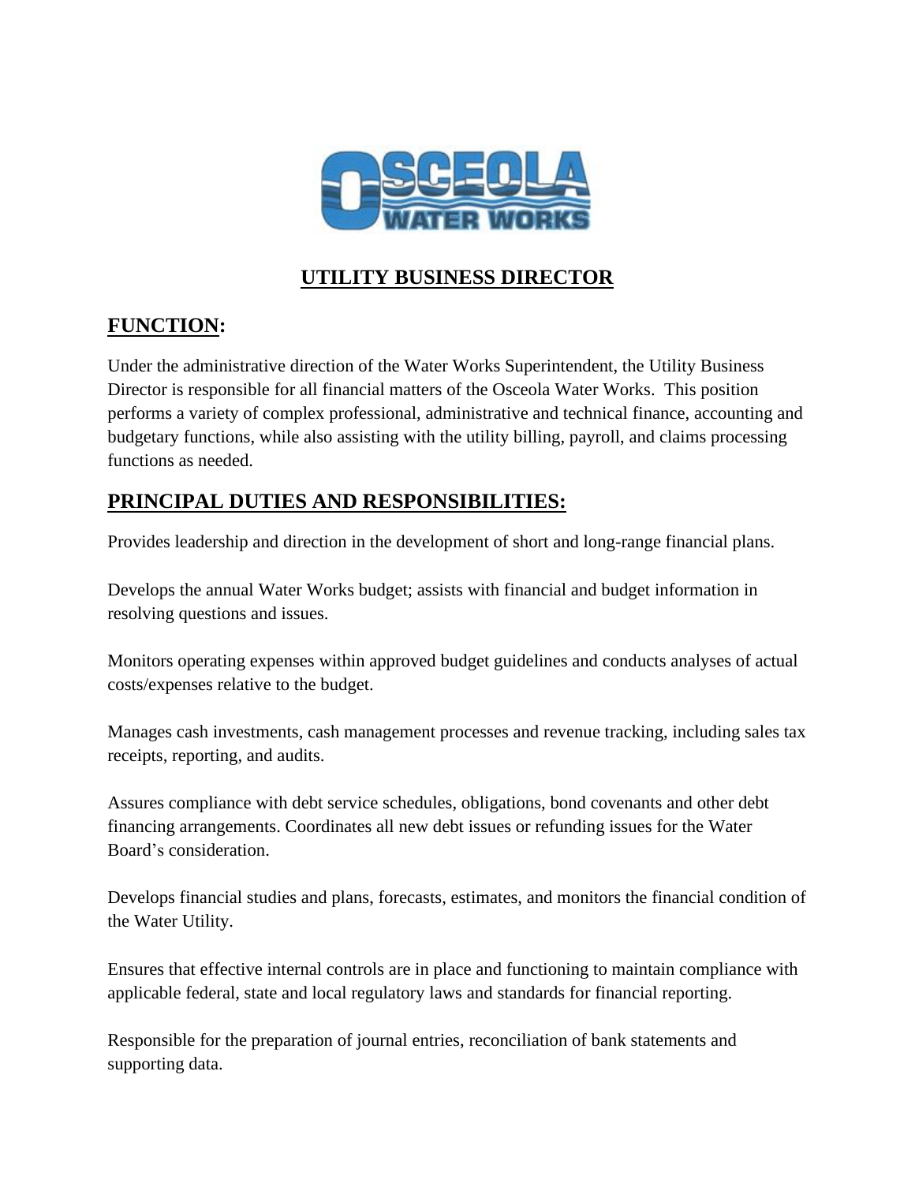# UTILITY BUSINESS DIRECTOR

## FUNCTION:

Under the administrative direction of the Water Works Superintendent, the Utility Business Director is responsible for all financial matters of the Osceola Water Works. This position performs a variety of complex professional, administrative and technical finance, accounting and budgetary functions, while also assisting with the utility billing, payroll, and claims processing functions as needed.

## PRINCIPAL DUTIES AND RESPONSIBILITIES:

Provides leadership and direction in the development of short and long-range financial plans.

Develops the annual Water Works budget; assists with financial and budget information in resolving questions and issues.

Monitors operating expenses within approved budget guidelines and conducts analyses of actual costs/expenses relative to the budget.

Manages cash investments, cash management processes and revenue tracking, including sales tax receipts, reporting, and audits.

Assures compliance with debt service schedules, obligations, bond covenants and other debt financing arrangements. Coordinates all new debt issues or refunding issues for the Water Board's consideration.

Develops financial studies and plans, forecasts, estimates, and monitors the financial condition of the Water Utility.

Ensures that effective internal controls are in place and functioning to maintain compliance with applicable federal, state and local regulatory laws and standards for financial reporting.

Responsible for the preparation of journal entries, reconciliation of bank statements and supporting data.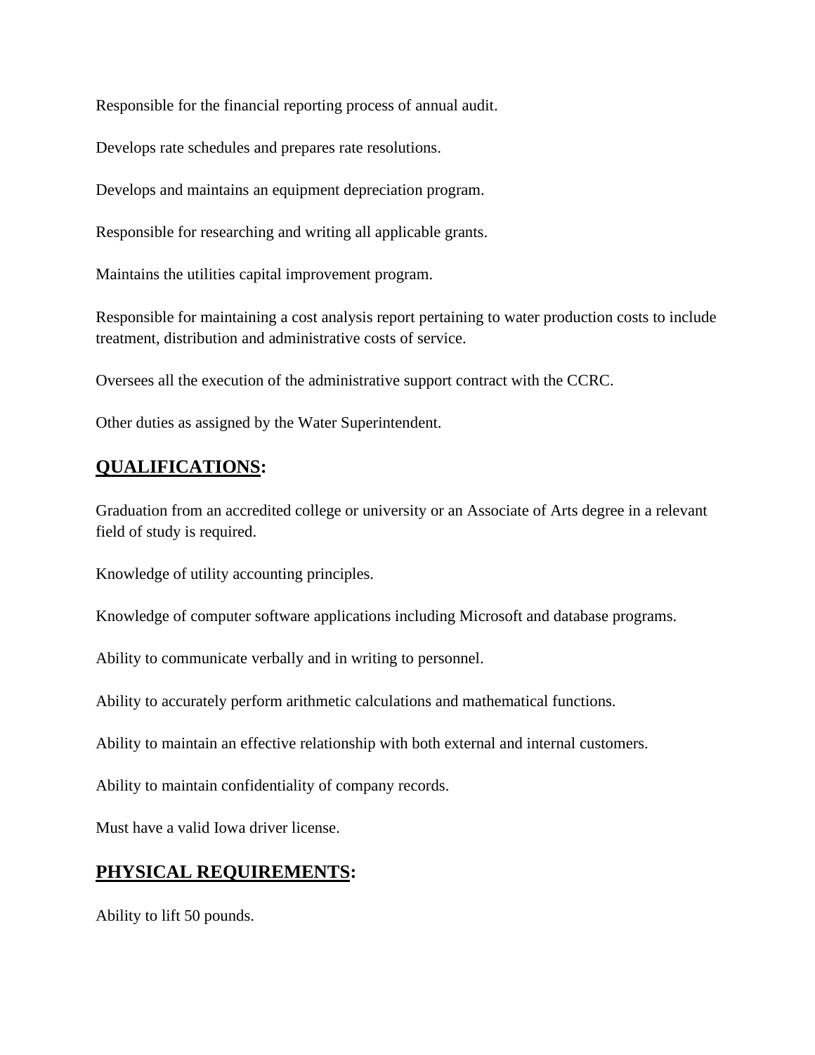Responsible for the financial reporting process of annual audit.

Develops rate schedules and prepares rate resolutions.

Develops and maintains an equipment depreciation program.

Responsible for researching and writing all applicable grants.

Maintains the utilities capital improvement program.

Responsible for maintaining a cost analysis report pertaining to water production costs to include treatment, distribution and administrative costs of service.

Oversees all the execution of the administrative support contract with the CCRC.

Other duties as assigned by the Water Superintendent.

## <u>QUALIFICATIONS</u>:

Graduation from an accredited college or university or an Associate of Arts degree in a relevant field of study is required.

Knowledge of utility accounting principles.

Knowledge of computer software applications including Microsoft and database programs.

Ability to communicate verbally and in writing to personnel.

Ability to accurately perform arithmetic calculations and mathematical functions.

Ability to maintain an effective relationship with both external and internal customers.

Ability to maintain confidentiality of company records.

Must have a valid Iowa driver license.

## <u>PHYSICAL REQUIREMENTS</u>:

Ability to lift 50 pounds.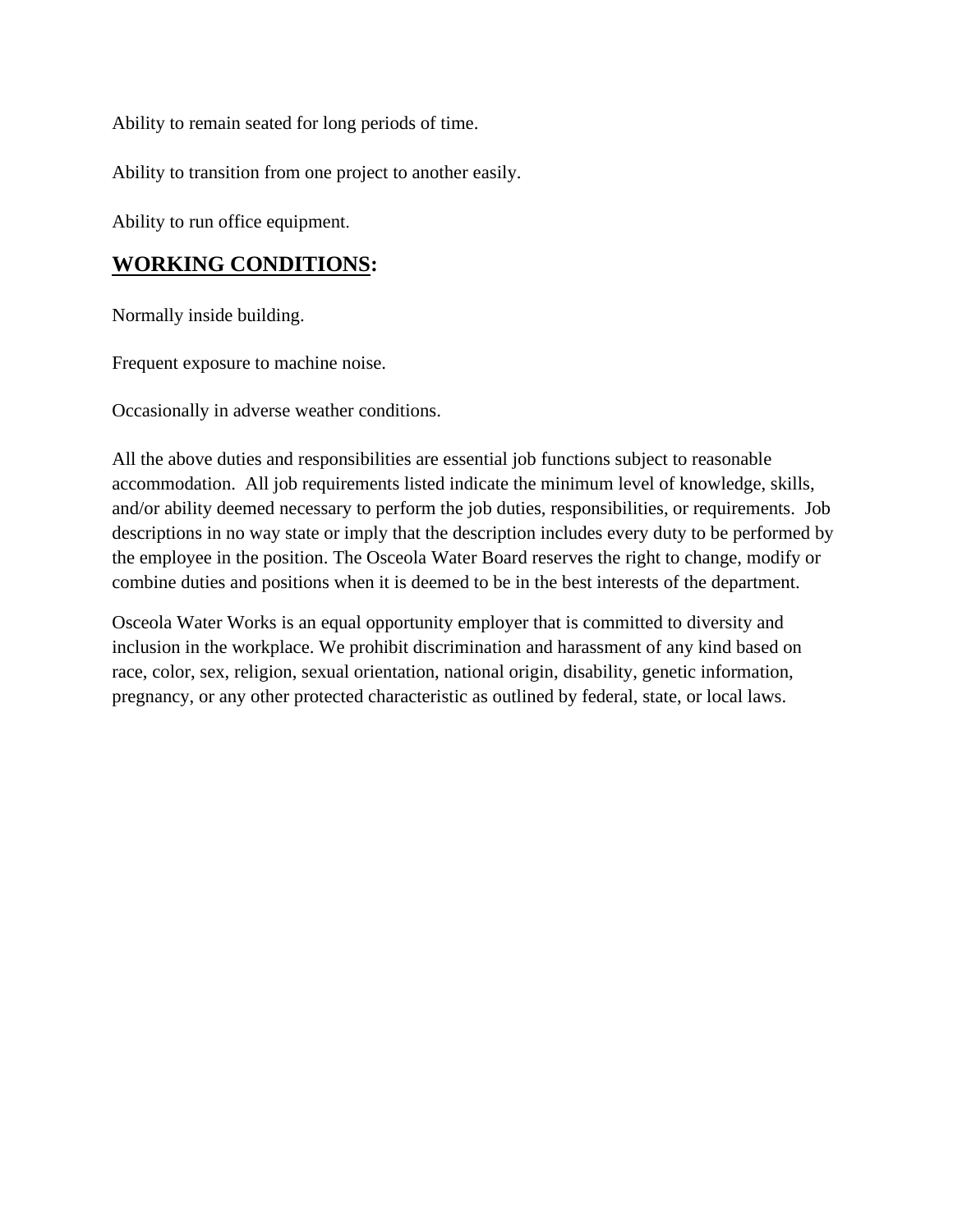Ability to remain seated for long periods of time.

Ability to transition from one project to another easily.

Ability to run office equipment.

## **WORKING CONDITIONS:**

Normally inside building.

Frequent exposure to machine noise.

Occasionally in adverse weather conditions.

All the above duties and responsibilities are essential job functions subject to reasonable accommodation. All job requirements listed indicate the minimum level of knowledge, skills, and/or ability deemed necessary to perform the job duties, responsibilities, or requirements. Job descriptions in no way state or imply that the description includes every duty to be performed by the employee in the position. The Osceola Water Board reserves the right to change, modify or combine duties and positions when it is deemed to be in the best interests of the department.

Osceola Water Works is an equal opportunity employer that is committed to diversity and inclusion in the workplace. We prohibit discrimination and harassment of any kind based on race, color, sex, religion, sexual orientation, national origin, disability, genetic information, pregnancy, or any other protected characteristic as outlined by federal, state, or local laws.